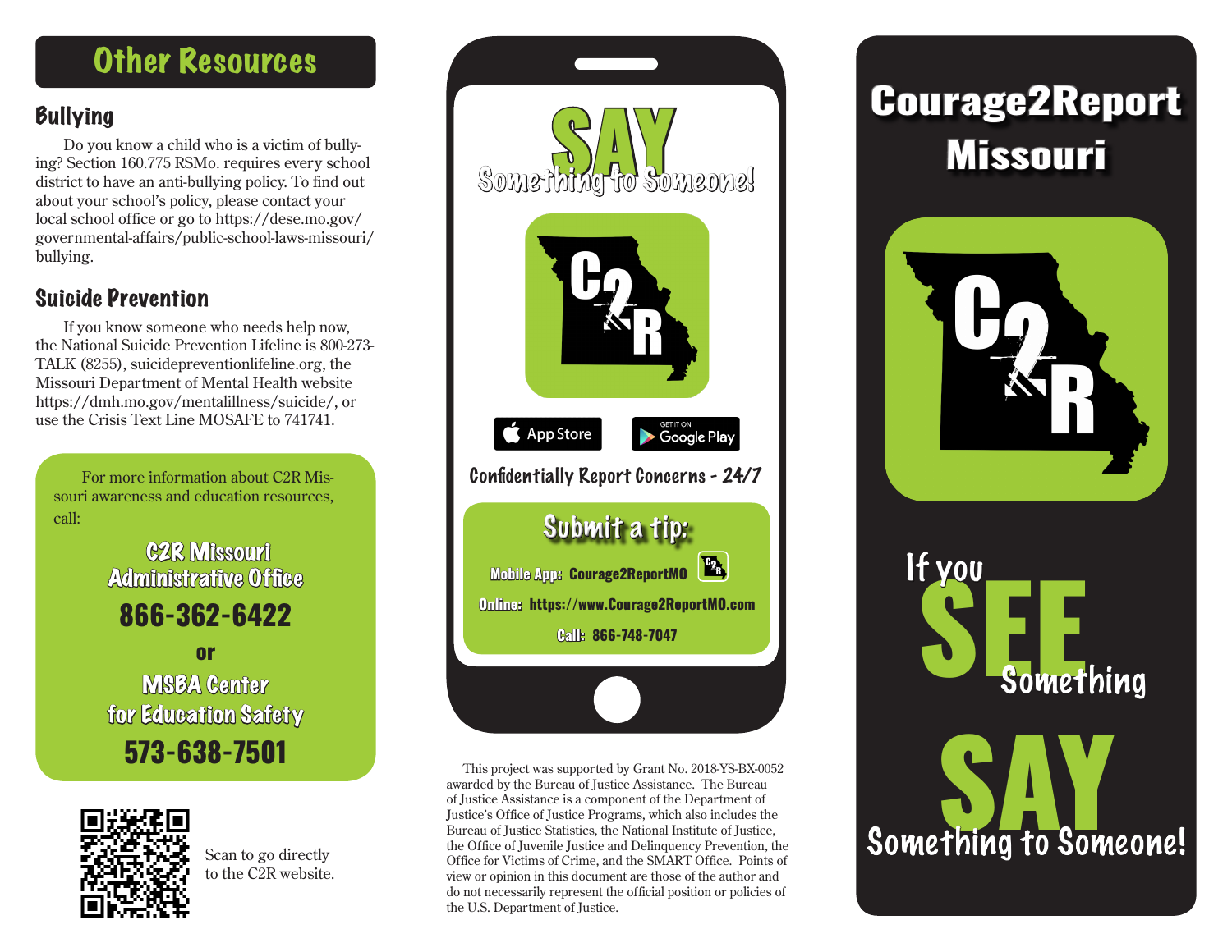## Other Resources

### Bullying

Do you know a child who is a victim of bullying? Section 160.775 RSMo. requires every school district to have an anti-bullying policy. To find out about your school's policy, please contact your local school office or go to https://dese.mo.gov/governmental-affairs/public-school-laws-missouri/bullying.

### Suicide Prevention

If you know someone who needs help now, the National Suicide Prevention Lifeline is 800-273-TALK (8255), suicidepreventionlifeline.org, the Missouri Department of Mental Health website https://dmh.mo.gov/mentalillness/suicide/, or use the Crisis Text Line MOSAFE to 741741.

For more information about C2R Missouri awareness and education resources, call:

**C2R Missouri Administrative Office**

**866-362-6422**

**or**

**MSBA Center for Education Safety**

**573-638-7501**

Scan to go directly to the C2R website.

# SAY

Something to Someone!

C2R

App Store | GET IT ON Google Play

**Confidentially Report Concerns - 24/7**

**Submit a tip:**

**Mobile App:** Courage2ReportMO

**Online:** https://www.Courage2ReportMO.com

**Call:** 866-748-7047

This project was supported by Grant No. 2018-YS-BX-0052 awarded by the Bureau of Justice Assistance. The Bureau of Justice Assistance is a component of the Department of Justice's Office of Justice Programs, which also includes the Bureau of Justice Statistics, the National Institute of Justice, the Office of Juvenile Justice and Delinquency Prevention, the Office for Victims of Crime, and the SMART Office. Points of view or opinion in this document are those of the author and do not necessarily represent the official position or policies of the U.S. Department of Justice.

# Courage2Report Missouri

C2R

If you **SEE** Something

**SAY** Something to Someone!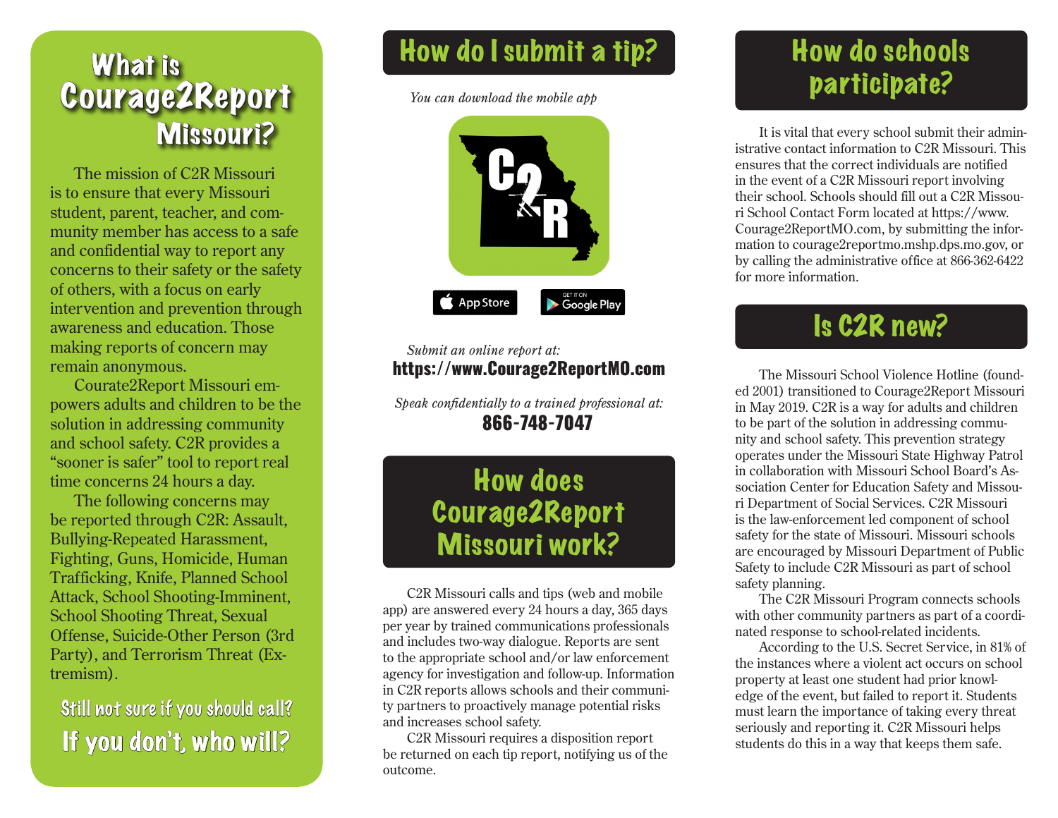# What is Courage2Report Missouri?

The mission of C2R Missouri is to ensure that every Missouri student, parent, teacher, and community member has access to a safe and confidential way to report any concerns to their safety or the safety of others, with a focus on early intervention and prevention through awareness and education. Those making reports of concern may remain anonymous.

Courate2Report Missouri empowers adults and children to be the solution in addressing community and school safety. C2R provides a "sooner is safer" tool to report real time concerns 24 hours a day.

The following concerns may be reported through C2R: Assault, Bullying-Repeated Harassment, Fighting, Guns, Homicide, Human Trafficking, Knife, Planned School Attack, School Shooting-Imminent, School Shooting Threat, Sexual Offense, Suicide-Other Person (3rd Party), and Terrorism Threat (Extremism).

**Still not sure if you should call?**

**If you don't, who will?**

# How do I submit a tip?

*You can download the mobile app*

C2R

App Store

GET IT ON Google Play

*Submit an online report at:*

**https://www.Courage2ReportMO.com**

*Speak confidentially to a trained professional at:*

**866-748-7047**

# How does Courage2Report Missouri work?

C2R Missouri calls and tips (web and mobile app) are answered every 24 hours a day, 365 days per year by trained communications professionals and includes two-way dialogue. Reports are sent to the appropriate school and/or law enforcement agency for investigation and follow-up. Information in C2R reports allows schools and their community partners to proactively manage potential risks and increases school safety.

C2R Missouri requires a disposition report be returned on each tip report, notifying us of the outcome.

# How do schools participate?

It is vital that every school submit their administrative contact information to C2R Missouri. This ensures that the correct individuals are notified in the event of a C2R Missouri report involving their school. Schools should fill out a C2R Missouri School Contact Form located at https://www.Courage2ReportMO.com, by submitting the information to courage2reportmo.mshp.dps.mo.gov, or by calling the administrative office at 866-362-6422 for more information.

# Is C2R new?

The Missouri School Violence Hotline (founded 2001) transitioned to Courage2Report Missouri in May 2019. C2R is a way for adults and children to be part of the solution in addressing community and school safety. This prevention strategy operates under the Missouri State Highway Patrol in collaboration with Missouri School Board's Association Center for Education Safety and Missouri Department of Social Services. C2R Missouri is the law-enforcement led component of school safety for the state of Missouri. Missouri schools are encouraged by Missouri Department of Public Safety to include C2R Missouri as part of school safety planning.

The C2R Missouri Program connects schools with other community partners as part of a coordinated response to school-related incidents.

According to the U.S. Secret Service, in 81% of the instances where a violent act occurs on school property at least one student had prior knowledge of the event, but failed to report it. Students must learn the importance of taking every threat seriously and reporting it. C2R Missouri helps students do this in a way that keeps them safe.